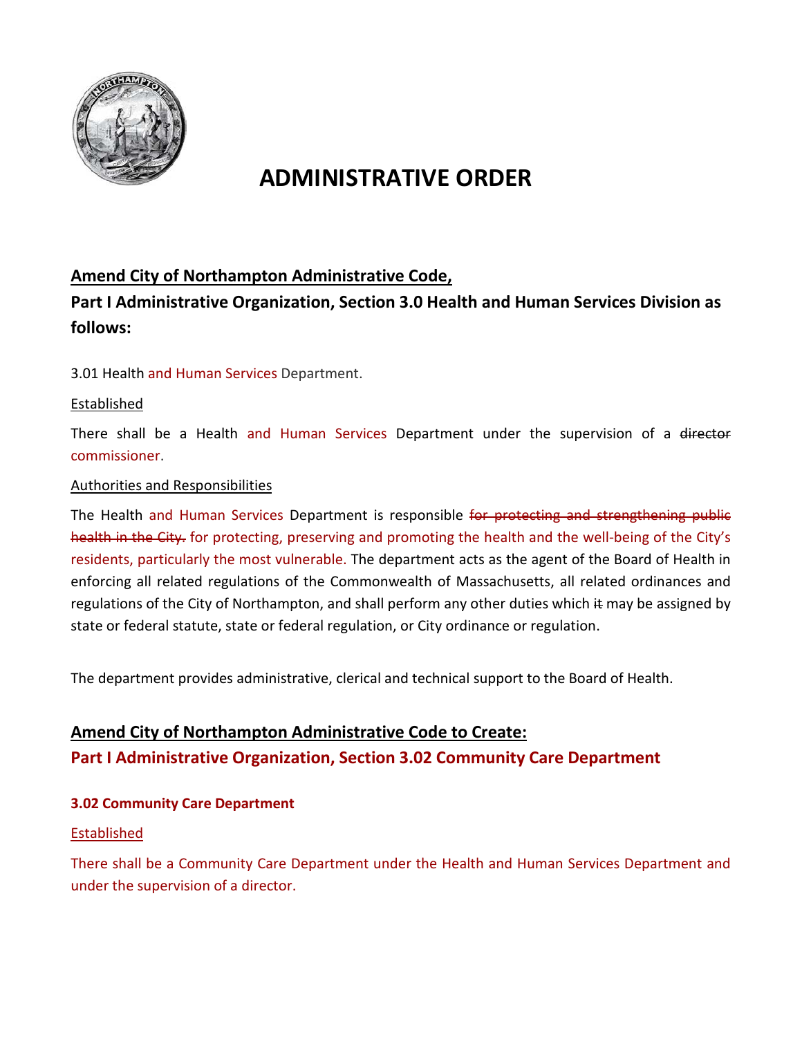# ADMINISTRATIVE ORDER

## Amend City of Northampton Administrative Code,

## Part I Administrative Organization, Section 3.0 Health and Human Services Division as follows:

3.01 Health and Human Services Department.

Established

There shall be a Health and Human Services Department under the supervision of a ~~director~~ commissioner.

Authorities and Responsibilities

The Health and Human Services Department is responsible ~~for protecting and strengthening public health in the City.~~ for protecting, preserving and promoting the health and the well-being of the City's residents, particularly the most vulnerable. The department acts as the agent of the Board of Health in enforcing all related regulations of the Commonwealth of Massachusetts, all related ordinances and regulations of the City of Northampton, and shall perform any other duties which ~~it~~ may be assigned by state or federal statute, state or federal regulation, or City ordinance or regulation.

The department provides administrative, clerical and technical support to the Board of Health.

## Amend City of Northampton Administrative Code to Create:

## Part I Administrative Organization, Section 3.02 Community Care Department

### 3.02 Community Care Department

Established

There shall be a Community Care Department under the Health and Human Services Department and under the supervision of a director.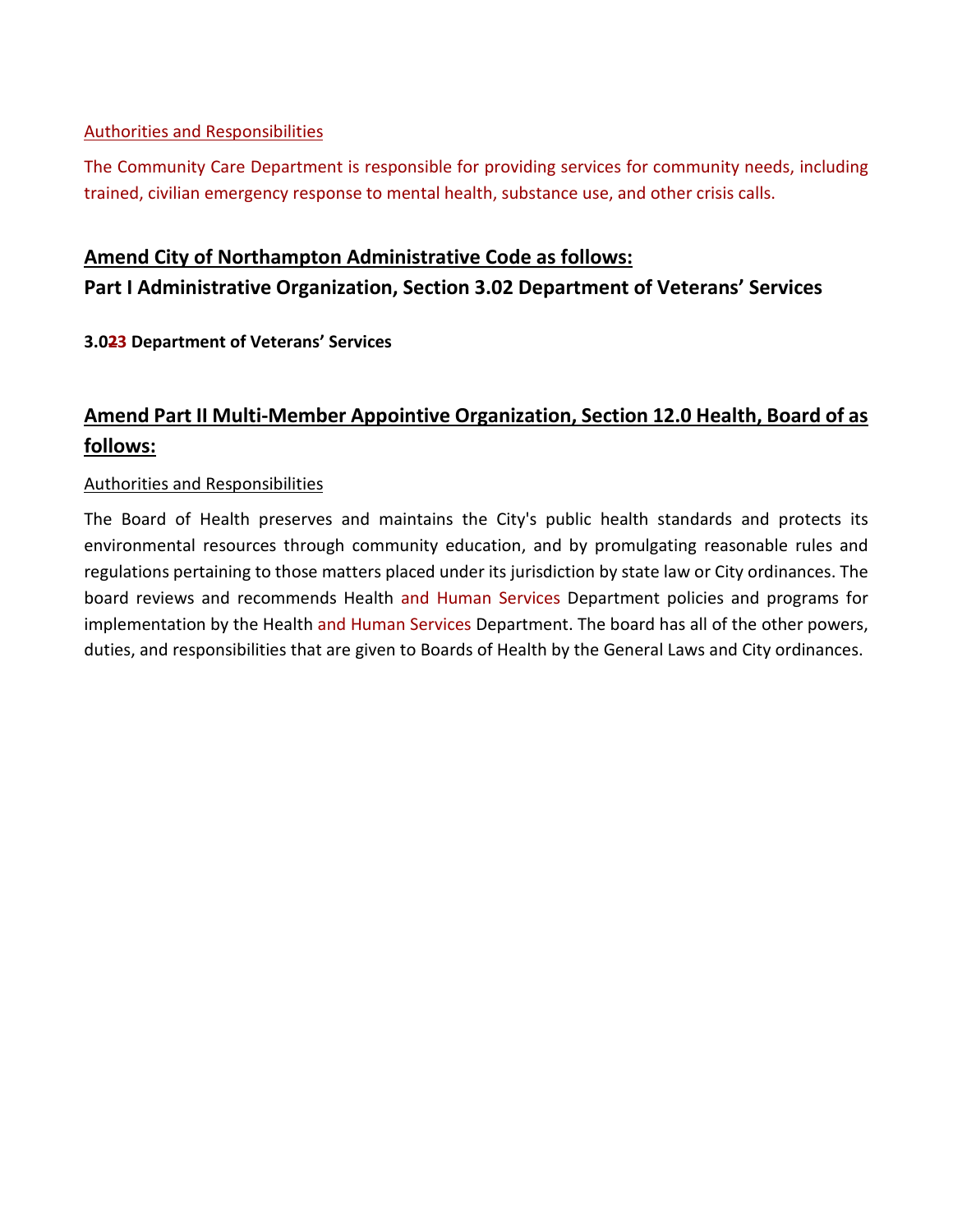Authorities and Responsibilities

The Community Care Department is responsible for providing services for community needs, including trained, civilian emergency response to mental health, substance use, and other crisis calls.

**Amend City of Northampton Administrative Code as follows:**

**Part I Administrative Organization, Section 3.02 Department of Veterans' Services**

**3.023 Department of Veterans' Services**

**Amend Part II Multi-Member Appointive Organization, Section 12.0 Health, Board of as follows:**

Authorities and Responsibilities

The Board of Health preserves and maintains the City's public health standards and protects its environmental resources through community education, and by promulgating reasonable rules and regulations pertaining to those matters placed under its jurisdiction by state law or City ordinances. The board reviews and recommends Health and Human Services Department policies and programs for implementation by the Health and Human Services Department. The board has all of the other powers, duties, and responsibilities that are given to Boards of Health by the General Laws and City ordinances.